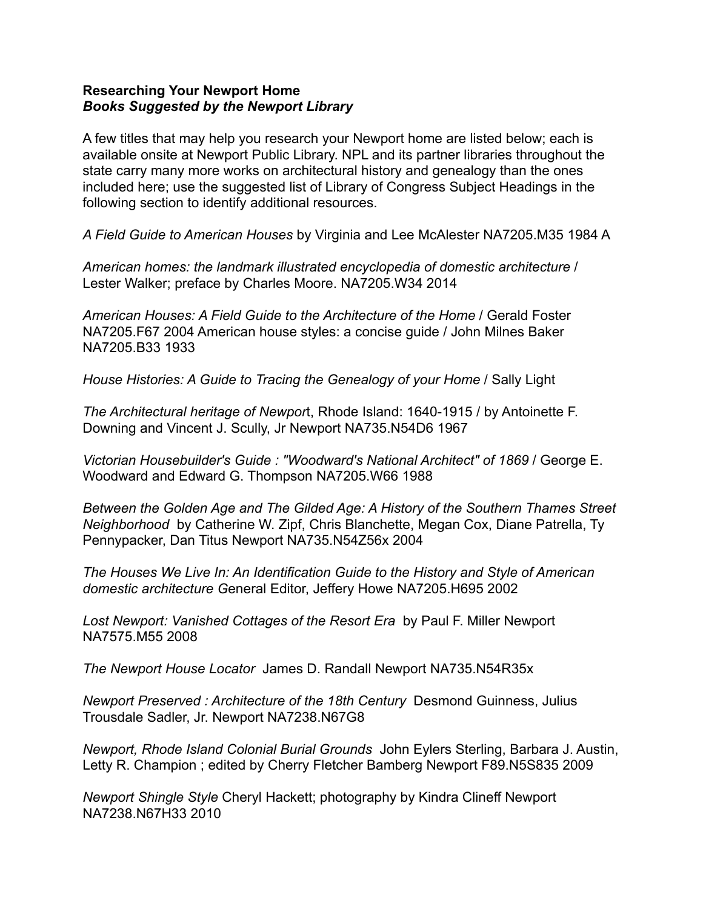**Researching Your Newport Home**
***Books Suggested by the Newport Library***

A few titles that may help you research your Newport home are listed below; each is available onsite at Newport Public Library. NPL and its partner libraries throughout the state carry many more works on architectural history and genealogy than the ones included here; use the suggested list of Library of Congress Subject Headings in the following section to identify additional resources.

*A Field Guide to American Houses* by Virginia and Lee McAlester NA7205.M35 1984 A

*American homes: the landmark illustrated encyclopedia of domestic architecture* / Lester Walker; preface by Charles Moore. NA7205.W34 2014

*American Houses: A Field Guide to the Architecture of the Home* / Gerald Foster NA7205.F67 2004 American house styles: a concise guide / John Milnes Baker NA7205.B33 1933

*House Histories: A Guide to Tracing the Genealogy of your Home* / Sally Light

*The Architectural heritage of Newpor*t, Rhode Island: 1640-1915 / by Antoinette F. Downing and Vincent J. Scully, Jr Newport NA735.N54D6 1967

*Victorian Housebuilder's Guide : "Woodward's National Architect" of 1869* / George E. Woodward and Edward G. Thompson NA7205.W66 1988

*Between the Golden Age and The Gilded Age: A History of the Southern Thames Street Neighborhood* by Catherine W. Zipf, Chris Blanchette, Megan Cox, Diane Patrella, Ty Pennypacker, Dan Titus Newport NA735.N54Z56x 2004

*The Houses We Live In: An Identification Guide to the History and Style of American domestic architecture G*eneral Editor, Jeffery Howe NA7205.H695 2002

*Lost Newport: Vanished Cottages of the Resort Era* by Paul F. Miller Newport NA7575.M55 2008

*The Newport House Locator* James D. Randall Newport NA735.N54R35x

*Newport Preserved : Architecture of the 18th Century* Desmond Guinness, Julius Trousdale Sadler, Jr. Newport NA7238.N67G8

*Newport, Rhode Island Colonial Burial Grounds* John Eylers Sterling, Barbara J. Austin, Letty R. Champion ; edited by Cherry Fletcher Bamberg Newport F89.N5S835 2009

*Newport Shingle Style* Cheryl Hackett; photography by Kindra Clineff Newport NA7238.N67H33 2010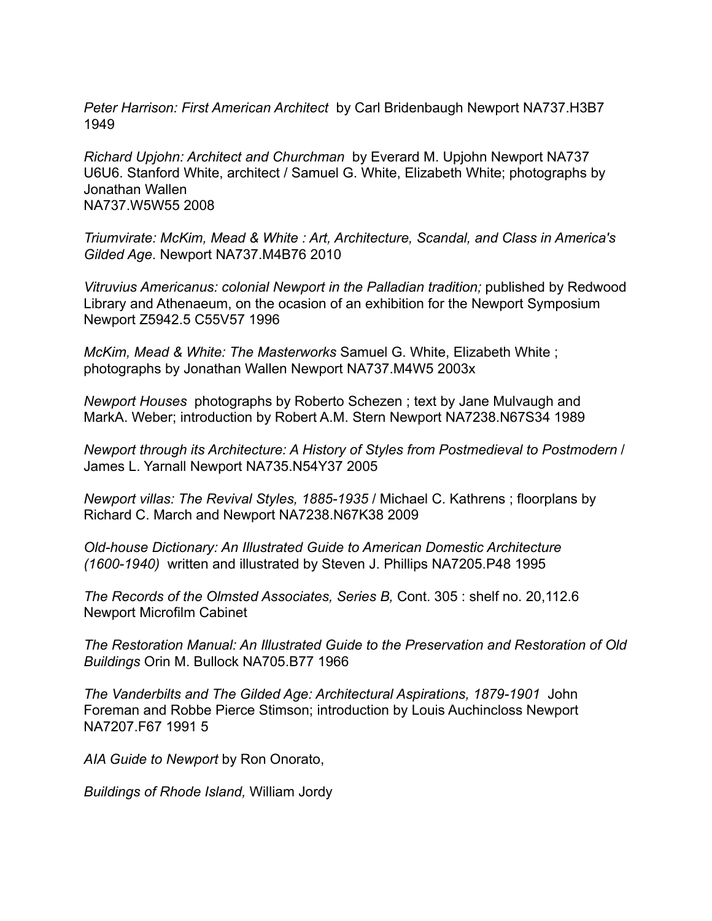*Peter Harrison: First American Architect* by Carl Bridenbaugh Newport NA737.H3B7 1949

*Richard Upjohn: Architect and Churchman* by Everard M. Upjohn Newport NA737 U6U6. Stanford White, architect / Samuel G. White, Elizabeth White; photographs by Jonathan Wallen
NA737.W5W55 2008

*Triumvirate: McKim, Mead & White : Art, Architecture, Scandal, and Class in America's Gilded Age*. Newport NA737.M4B76 2010

*Vitruvius Americanus: colonial Newport in the Palladian tradition;* published by Redwood Library and Athenaeum, on the ocasion of an exhibition for the Newport Symposium Newport Z5942.5 C55V57 1996

*McKim, Mead & White: The Masterworks* Samuel G. White, Elizabeth White ; photographs by Jonathan Wallen Newport NA737.M4W5 2003x

*Newport Houses* photographs by Roberto Schezen ; text by Jane Mulvaugh and MarkA. Weber; introduction by Robert A.M. Stern Newport NA7238.N67S34 1989

*Newport through its Architecture: A History of Styles from Postmedieval to Postmodern* / James L. Yarnall Newport NA735.N54Y37 2005

*Newport villas: The Revival Styles, 1885-1935* / Michael C. Kathrens ; floorplans by Richard C. March and Newport NA7238.N67K38 2009

*Old-house Dictionary: An Illustrated Guide to American Domestic Architecture (1600-1940)* written and illustrated by Steven J. Phillips NA7205.P48 1995

*The Records of the Olmsted Associates, Series B,* Cont. 305 : shelf no. 20,112.6 Newport Microfilm Cabinet

*The Restoration Manual: An Illustrated Guide to the Preservation and Restoration of Old Buildings* Orin M. Bullock NA705.B77 1966

*The Vanderbilts and The Gilded Age: Architectural Aspirations, 1879-1901* John Foreman and Robbe Pierce Stimson; introduction by Louis Auchincloss Newport NA7207.F67 1991 5

*AIA Guide to Newport* by Ron Onorato,

*Buildings of Rhode Island,* William Jordy